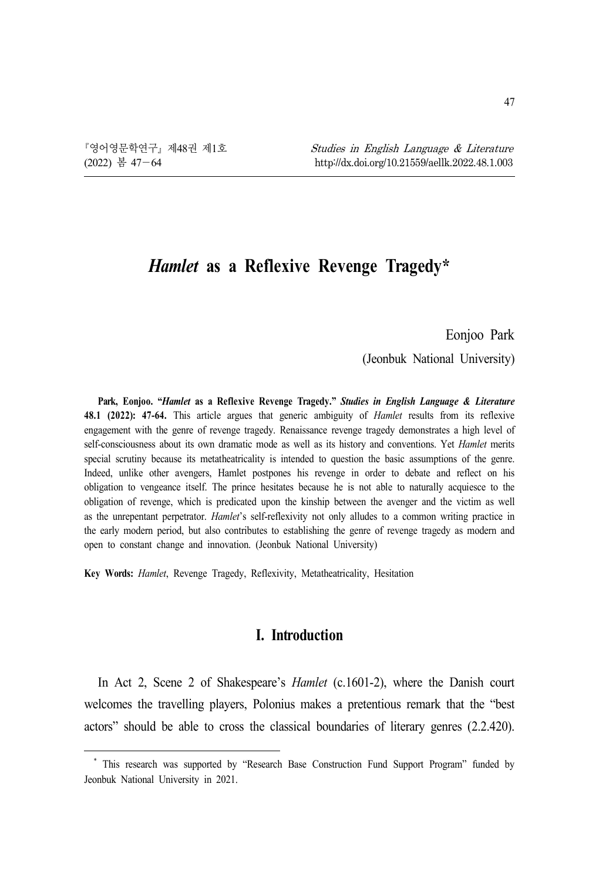# *Hamlet* as a Reflexive Revenge Tragedy*

Eonjoo Park

(Jeonbuk National University)

**Park, Eonjoo. "*Hamlet* as a Reflexive Revenge Tragedy." *Studies in English Language & Literature* 48.1 (2022): 47-64.** This article argues that generic ambiguity of *Hamlet* results from its reflexive engagement with the genre of revenge tragedy. Renaissance revenge tragedy demonstrates a high level of self-consciousness about its own dramatic mode as well as its history and conventions. Yet *Hamlet* merits special scrutiny because its metatheatricality is intended to question the basic assumptions of the genre. Indeed, unlike other avengers, Hamlet postpones his revenge in order to debate and reflect on his obligation to vengeance itself. The prince hesitates because he is not able to naturally acquiesce to the obligation of revenge, which is predicated upon the kinship between the avenger and the victim as well as the unrepentant perpetrator. *Hamlet*'s self-reflexivity not only alludes to a common writing practice in the early modern period, but also contributes to establishing the genre of revenge tragedy as modern and open to constant change and innovation. (Jeonbuk National University)

**Key Words:** *Hamlet*, Revenge Tragedy, Reflexivity, Metatheatricality, Hesitation

## I. Introduction

In Act 2, Scene 2 of Shakespeare's *Hamlet* (c.1601-2), where the Danish court welcomes the travelling players, Polonius makes a pretentious remark that the "best actors" should be able to cross the classical boundaries of literary genres (2.2.420).

\* This research was supported by "Research Base Construction Fund Support Program" funded by Jeonbuk National University in 2021.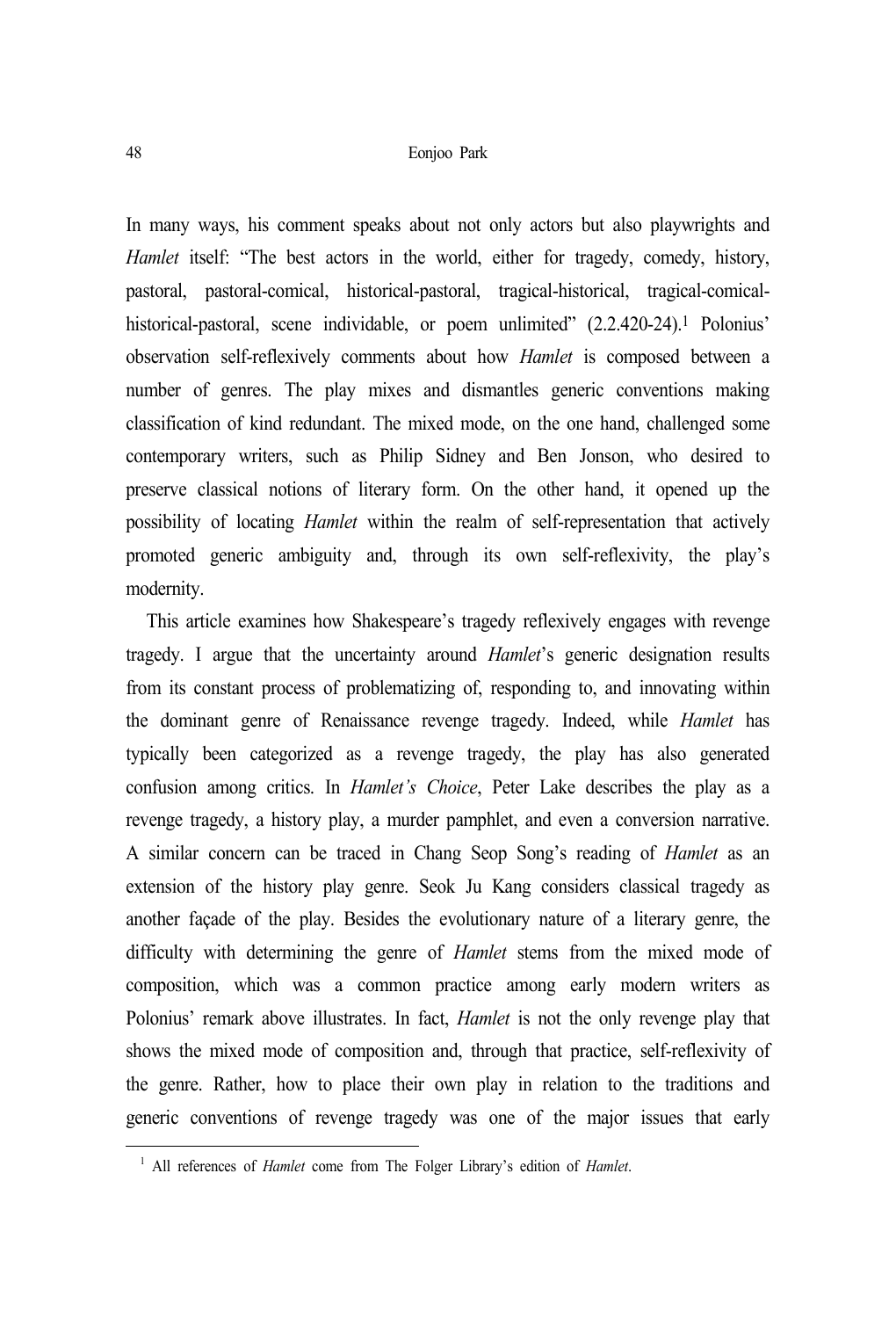In many ways, his comment speaks about not only actors but also playwrights and *Hamlet* itself: "The best actors in the world, either for tragedy, comedy, history, pastoral, pastoral-comical, historical-pastoral, tragical-historical, tragical-comical-historical-pastoral, scene individable, or poem unlimited" (2.2.420-24).[1] Polonius' observation self-reflexively comments about how *Hamlet* is composed between a number of genres. The play mixes and dismantles generic conventions making classification of kind redundant. The mixed mode, on the one hand, challenged some contemporary writers, such as Philip Sidney and Ben Jonson, who desired to preserve classical notions of literary form. On the other hand, it opened up the possibility of locating *Hamlet* within the realm of self-representation that actively promoted generic ambiguity and, through its own self-reflexivity, the play's modernity.

This article examines how Shakespeare's tragedy reflexively engages with revenge tragedy. I argue that the uncertainty around *Hamlet*'s generic designation results from its constant process of problematizing of, responding to, and innovating within the dominant genre of Renaissance revenge tragedy. Indeed, while *Hamlet* has typically been categorized as a revenge tragedy, the play has also generated confusion among critics. In *Hamlet's Choice*, Peter Lake describes the play as a revenge tragedy, a history play, a murder pamphlet, and even a conversion narrative. A similar concern can be traced in Chang Seop Song's reading of *Hamlet* as an extension of the history play genre. Seok Ju Kang considers classical tragedy as another façade of the play. Besides the evolutionary nature of a literary genre, the difficulty with determining the genre of *Hamlet* stems from the mixed mode of composition, which was a common practice among early modern writers as Polonius' remark above illustrates. In fact, *Hamlet* is not the only revenge play that shows the mixed mode of composition and, through that practice, self-reflexivity of the genre. Rather, how to place their own play in relation to the traditions and generic conventions of revenge tragedy was one of the major issues that early

---

[1] All references of *Hamlet* come from The Folger Library's edition of *Hamlet*.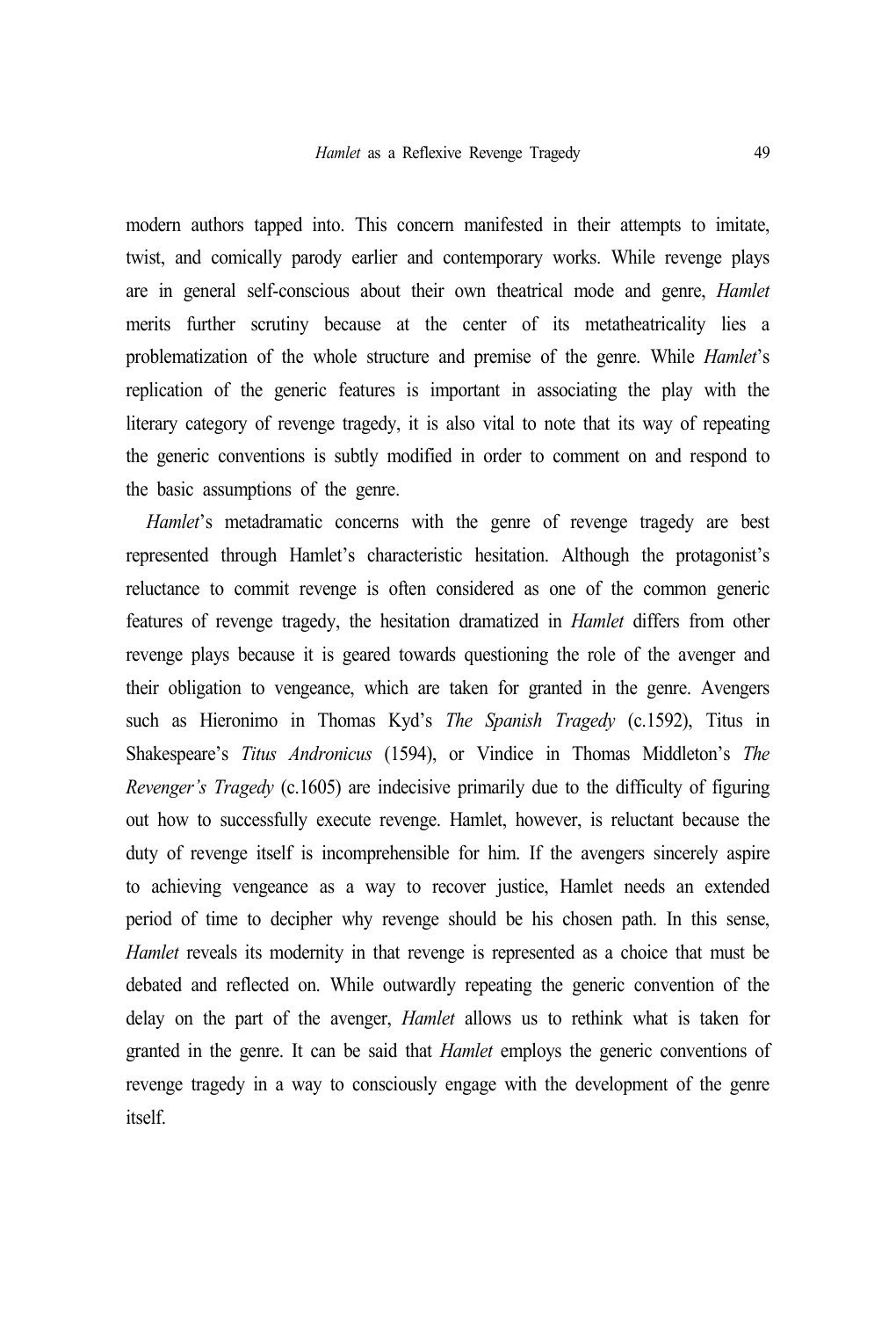modern authors tapped into. This concern manifested in their attempts to imitate, twist, and comically parody earlier and contemporary works. While revenge plays are in general self-conscious about their own theatrical mode and genre, *Hamlet* merits further scrutiny because at the center of its metatheatricality lies a problematization of the whole structure and premise of the genre. While *Hamlet*'s replication of the generic features is important in associating the play with the literary category of revenge tragedy, it is also vital to note that its way of repeating the generic conventions is subtly modified in order to comment on and respond to the basic assumptions of the genre.

*Hamlet*'s metadramatic concerns with the genre of revenge tragedy are best represented through Hamlet's characteristic hesitation. Although the protagonist's reluctance to commit revenge is often considered as one of the common generic features of revenge tragedy, the hesitation dramatized in *Hamlet* differs from other revenge plays because it is geared towards questioning the role of the avenger and their obligation to vengeance, which are taken for granted in the genre. Avengers such as Hieronimo in Thomas Kyd's *The Spanish Tragedy* (c.1592), Titus in Shakespeare's *Titus Andronicus* (1594), or Vindice in Thomas Middleton's *The Revenger's Tragedy* (c.1605) are indecisive primarily due to the difficulty of figuring out how to successfully execute revenge. Hamlet, however, is reluctant because the duty of revenge itself is incomprehensible for him. If the avengers sincerely aspire to achieving vengeance as a way to recover justice, Hamlet needs an extended period of time to decipher why revenge should be his chosen path. In this sense, *Hamlet* reveals its modernity in that revenge is represented as a choice that must be debated and reflected on. While outwardly repeating the generic convention of the delay on the part of the avenger, *Hamlet* allows us to rethink what is taken for granted in the genre. It can be said that *Hamlet* employs the generic conventions of revenge tragedy in a way to consciously engage with the development of the genre itself.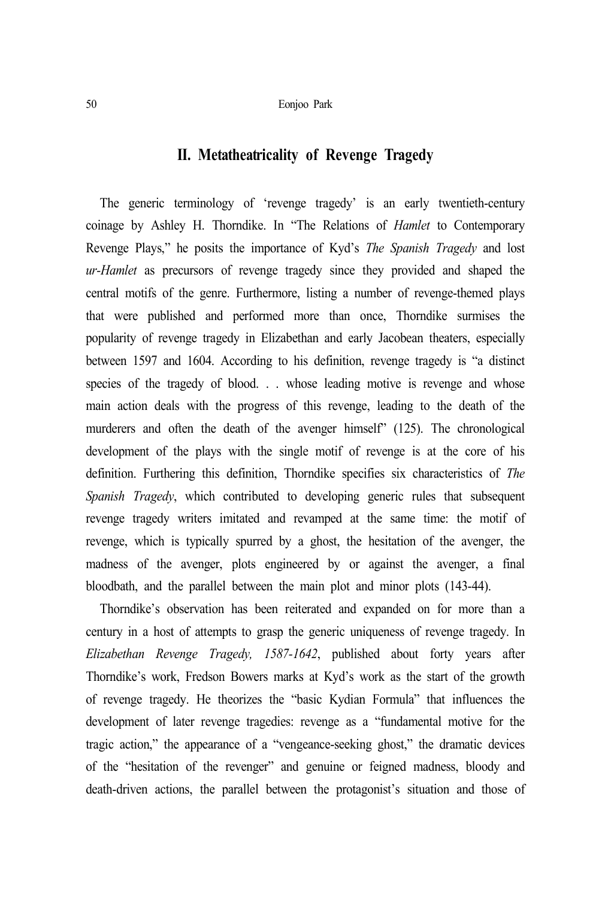## II. Metatheatricality of Revenge Tragedy

The generic terminology of 'revenge tragedy' is an early twentieth-century coinage by Ashley H. Thorndike. In "The Relations of *Hamlet* to Contemporary Revenge Plays," he posits the importance of Kyd's *The Spanish Tragedy* and lost *ur-Hamlet* as precursors of revenge tragedy since they provided and shaped the central motifs of the genre. Furthermore, listing a number of revenge-themed plays that were published and performed more than once, Thorndike surmises the popularity of revenge tragedy in Elizabethan and early Jacobean theaters, especially between 1597 and 1604. According to his definition, revenge tragedy is "a distinct species of the tragedy of blood. . . whose leading motive is revenge and whose main action deals with the progress of this revenge, leading to the death of the murderers and often the death of the avenger himself" (125). The chronological development of the plays with the single motif of revenge is at the core of his definition. Furthering this definition, Thorndike specifies six characteristics of *The Spanish Tragedy*, which contributed to developing generic rules that subsequent revenge tragedy writers imitated and revamped at the same time: the motif of revenge, which is typically spurred by a ghost, the hesitation of the avenger, the madness of the avenger, plots engineered by or against the avenger, a final bloodbath, and the parallel between the main plot and minor plots (143-44).

Thorndike's observation has been reiterated and expanded on for more than a century in a host of attempts to grasp the generic uniqueness of revenge tragedy. In *Elizabethan Revenge Tragedy, 1587-1642*, published about forty years after Thorndike's work, Fredson Bowers marks at Kyd's work as the start of the growth of revenge tragedy. He theorizes the "basic Kydian Formula" that influences the development of later revenge tragedies: revenge as a "fundamental motive for the tragic action," the appearance of a "vengeance-seeking ghost," the dramatic devices of the "hesitation of the revenger" and genuine or feigned madness, bloody and death-driven actions, the parallel between the protagonist's situation and those of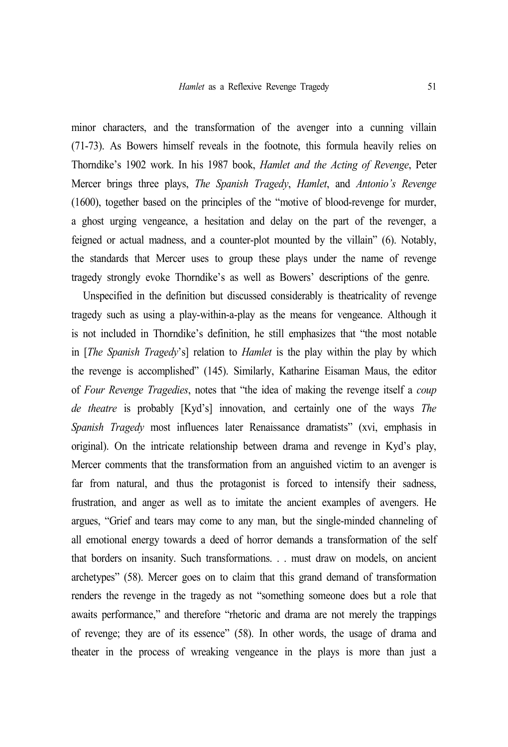minor characters, and the transformation of the avenger into a cunning villain (71-73). As Bowers himself reveals in the footnote, this formula heavily relies on Thorndike's 1902 work. In his 1987 book, *Hamlet and the Acting of Revenge*, Peter Mercer brings three plays, *The Spanish Tragedy*, *Hamlet*, and *Antonio's Revenge* (1600), together based on the principles of the "motive of blood-revenge for murder, a ghost urging vengeance, a hesitation and delay on the part of the revenger, a feigned or actual madness, and a counter-plot mounted by the villain" (6). Notably, the standards that Mercer uses to group these plays under the name of revenge tragedy strongly evoke Thorndike's as well as Bowers' descriptions of the genre.

Unspecified in the definition but discussed considerably is theatricality of revenge tragedy such as using a play-within-a-play as the means for vengeance. Although it is not included in Thorndike's definition, he still emphasizes that "the most notable in [*The Spanish Tragedy*'s] relation to *Hamlet* is the play within the play by which the revenge is accomplished" (145). Similarly, Katharine Eisaman Maus, the editor of *Four Revenge Tragedies*, notes that "the idea of making the revenge itself a *coup de theatre* is probably [Kyd's] innovation, and certainly one of the ways *The Spanish Tragedy* most influences later Renaissance dramatists" (xvi, emphasis in original). On the intricate relationship between drama and revenge in Kyd's play, Mercer comments that the transformation from an anguished victim to an avenger is far from natural, and thus the protagonist is forced to intensify their sadness, frustration, and anger as well as to imitate the ancient examples of avengers. He argues, "Grief and tears may come to any man, but the single-minded channeling of all emotional energy towards a deed of horror demands a transformation of the self that borders on insanity. Such transformations. . . must draw on models, on ancient archetypes" (58). Mercer goes on to claim that this grand demand of transformation renders the revenge in the tragedy as not "something someone does but a role that awaits performance," and therefore "rhetoric and drama are not merely the trappings of revenge; they are of its essence" (58). In other words, the usage of drama and theater in the process of wreaking vengeance in the plays is more than just a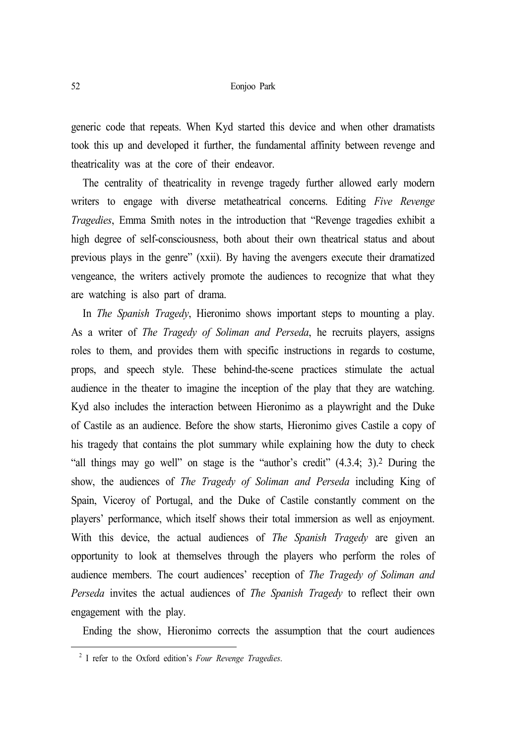generic code that repeats. When Kyd started this device and when other dramatists took this up and developed it further, the fundamental affinity between revenge and theatricality was at the core of their endeavor.

The centrality of theatricality in revenge tragedy further allowed early modern writers to engage with diverse metatheatrical concerns. Editing *Five Revenge Tragedies*, Emma Smith notes in the introduction that "Revenge tragedies exhibit a high degree of self-consciousness, both about their own theatrical status and about previous plays in the genre" (xxii). By having the avengers execute their dramatized vengeance, the writers actively promote the audiences to recognize that what they are watching is also part of drama.

In *The Spanish Tragedy*, Hieronimo shows important steps to mounting a play. As a writer of *The Tragedy of Soliman and Perseda*, he recruits players, assigns roles to them, and provides them with specific instructions in regards to costume, props, and speech style. These behind-the-scene practices stimulate the actual audience in the theater to imagine the inception of the play that they are watching. Kyd also includes the interaction between Hieronimo as a playwright and the Duke of Castile as an audience. Before the show starts, Hieronimo gives Castile a copy of his tragedy that contains the plot summary while explaining how the duty to check "all things may go well" on stage is the "author's credit" (4.3.4; 3).[2] During the show, the audiences of *The Tragedy of Soliman and Perseda* including King of Spain, Viceroy of Portugal, and the Duke of Castile constantly comment on the players' performance, which itself shows their total immersion as well as enjoyment. With this device, the actual audiences of *The Spanish Tragedy* are given an opportunity to look at themselves through the players who perform the roles of audience members. The court audiences' reception of *The Tragedy of Soliman and Perseda* invites the actual audiences of *The Spanish Tragedy* to reflect their own engagement with the play.

Ending the show, Hieronimo corrects the assumption that the court audiences

---

[2] I refer to the Oxford edition's *Four Revenge Tragedies*.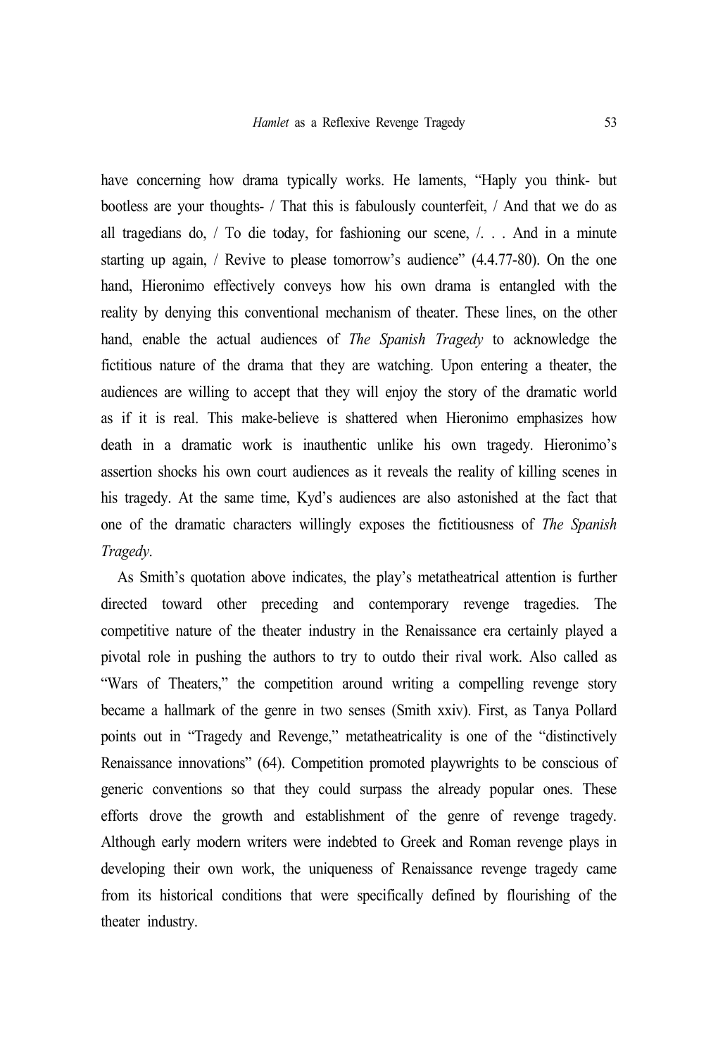have concerning how drama typically works. He laments, "Haply you think- but bootless are your thoughts- / That this is fabulously counterfeit, / And that we do as all tragedians do, / To die today, for fashioning our scene, /. . . And in a minute starting up again, / Revive to please tomorrow's audience" (4.4.77-80). On the one hand, Hieronimo effectively conveys how his own drama is entangled with the reality by denying this conventional mechanism of theater. These lines, on the other hand, enable the actual audiences of *The Spanish Tragedy* to acknowledge the fictitious nature of the drama that they are watching. Upon entering a theater, the audiences are willing to accept that they will enjoy the story of the dramatic world as if it is real. This make-believe is shattered when Hieronimo emphasizes how death in a dramatic work is inauthentic unlike his own tragedy. Hieronimo's assertion shocks his own court audiences as it reveals the reality of killing scenes in his tragedy. At the same time, Kyd's audiences are also astonished at the fact that one of the dramatic characters willingly exposes the fictitiousness of *The Spanish Tragedy*.

As Smith's quotation above indicates, the play's metatheatrical attention is further directed toward other preceding and contemporary revenge tragedies. The competitive nature of the theater industry in the Renaissance era certainly played a pivotal role in pushing the authors to try to outdo their rival work. Also called as "Wars of Theaters," the competition around writing a compelling revenge story became a hallmark of the genre in two senses (Smith xxiv). First, as Tanya Pollard points out in "Tragedy and Revenge," metatheatricality is one of the "distinctively Renaissance innovations" (64). Competition promoted playwrights to be conscious of generic conventions so that they could surpass the already popular ones. These efforts drove the growth and establishment of the genre of revenge tragedy. Although early modern writers were indebted to Greek and Roman revenge plays in developing their own work, the uniqueness of Renaissance revenge tragedy came from its historical conditions that were specifically defined by flourishing of the theater industry.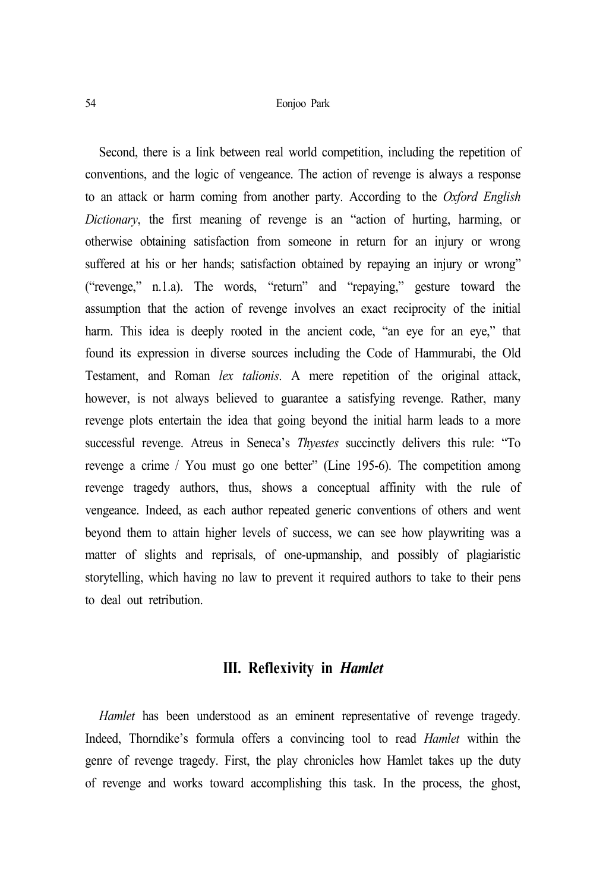Second, there is a link between real world competition, including the repetition of conventions, and the logic of vengeance. The action of revenge is always a response to an attack or harm coming from another party. According to the *Oxford English Dictionary*, the first meaning of revenge is an "action of hurting, harming, or otherwise obtaining satisfaction from someone in return for an injury or wrong suffered at his or her hands; satisfaction obtained by repaying an injury or wrong" ("revenge," n.1.a). The words, "return" and "repaying," gesture toward the assumption that the action of revenge involves an exact reciprocity of the initial harm. This idea is deeply rooted in the ancient code, "an eye for an eye," that found its expression in diverse sources including the Code of Hammurabi, the Old Testament, and Roman *lex talionis*. A mere repetition of the original attack, however, is not always believed to guarantee a satisfying revenge. Rather, many revenge plots entertain the idea that going beyond the initial harm leads to a more successful revenge. Atreus in Seneca's *Thyestes* succinctly delivers this rule: "To revenge a crime / You must go one better" (Line 195-6). The competition among revenge tragedy authors, thus, shows a conceptual affinity with the rule of vengeance. Indeed, as each author repeated generic conventions of others and went beyond them to attain higher levels of success, we can see how playwriting was a matter of slights and reprisals, of one-upmanship, and possibly of plagiaristic storytelling, which having no law to prevent it required authors to take to their pens to deal out retribution.

## III. Reflexivity in *Hamlet*

*Hamlet* has been understood as an eminent representative of revenge tragedy. Indeed, Thorndike's formula offers a convincing tool to read *Hamlet* within the genre of revenge tragedy. First, the play chronicles how Hamlet takes up the duty of revenge and works toward accomplishing this task. In the process, the ghost,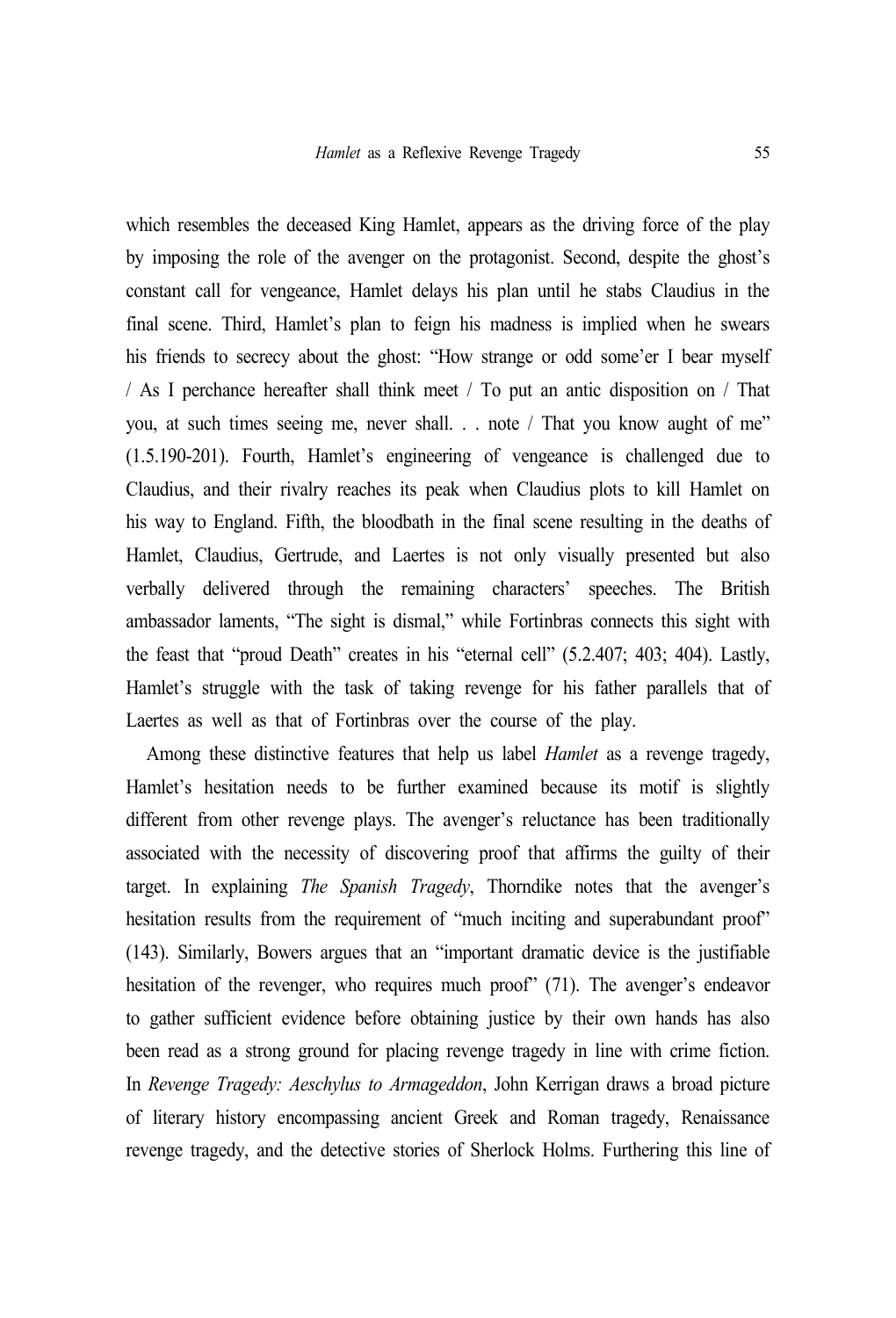which resembles the deceased King Hamlet, appears as the driving force of the play by imposing the role of the avenger on the protagonist. Second, despite the ghost's constant call for vengeance, Hamlet delays his plan until he stabs Claudius in the final scene. Third, Hamlet's plan to feign his madness is implied when he swears his friends to secrecy about the ghost: "How strange or odd some'er I bear myself / As I perchance hereafter shall think meet / To put an antic disposition on / That you, at such times seeing me, never shall. . . note / That you know aught of me" (1.5.190-201). Fourth, Hamlet's engineering of vengeance is challenged due to Claudius, and their rivalry reaches its peak when Claudius plots to kill Hamlet on his way to England. Fifth, the bloodbath in the final scene resulting in the deaths of Hamlet, Claudius, Gertrude, and Laertes is not only visually presented but also verbally delivered through the remaining characters' speeches. The British ambassador laments, "The sight is dismal," while Fortinbras connects this sight with the feast that "proud Death" creates in his "eternal cell" (5.2.407; 403; 404). Lastly, Hamlet's struggle with the task of taking revenge for his father parallels that of Laertes as well as that of Fortinbras over the course of the play.

Among these distinctive features that help us label *Hamlet* as a revenge tragedy, Hamlet's hesitation needs to be further examined because its motif is slightly different from other revenge plays. The avenger's reluctance has been traditionally associated with the necessity of discovering proof that affirms the guilty of their target. In explaining *The Spanish Tragedy*, Thorndike notes that the avenger's hesitation results from the requirement of "much inciting and superabundant proof" (143). Similarly, Bowers argues that an "important dramatic device is the justifiable hesitation of the revenger, who requires much proof" (71). The avenger's endeavor to gather sufficient evidence before obtaining justice by their own hands has also been read as a strong ground for placing revenge tragedy in line with crime fiction. In *Revenge Tragedy: Aeschylus to Armageddon*, John Kerrigan draws a broad picture of literary history encompassing ancient Greek and Roman tragedy, Renaissance revenge tragedy, and the detective stories of Sherlock Holms. Furthering this line of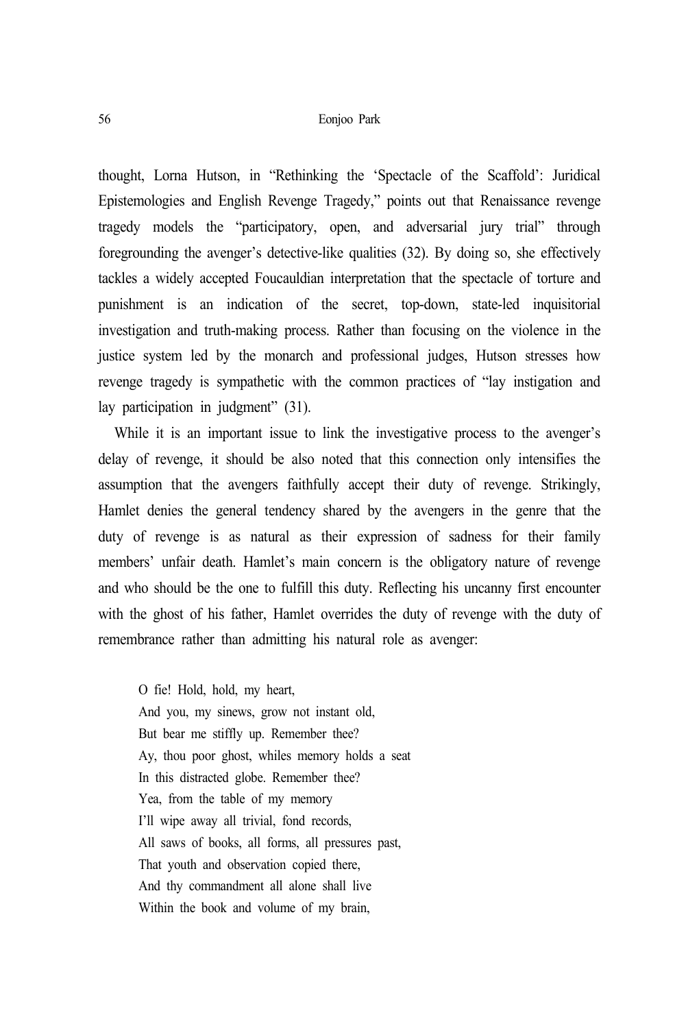thought, Lorna Hutson, in "Rethinking the 'Spectacle of the Scaffold': Juridical Epistemologies and English Revenge Tragedy," points out that Renaissance revenge tragedy models the "participatory, open, and adversarial jury trial" through foregrounding the avenger's detective-like qualities (32). By doing so, she effectively tackles a widely accepted Foucauldian interpretation that the spectacle of torture and punishment is an indication of the secret, top-down, state-led inquisitorial investigation and truth-making process. Rather than focusing on the violence in the justice system led by the monarch and professional judges, Hutson stresses how revenge tragedy is sympathetic with the common practices of "lay instigation and lay participation in judgment" (31).

While it is an important issue to link the investigative process to the avenger's delay of revenge, it should be also noted that this connection only intensifies the assumption that the avengers faithfully accept their duty of revenge. Strikingly, Hamlet denies the general tendency shared by the avengers in the genre that the duty of revenge is as natural as their expression of sadness for their family members' unfair death. Hamlet's main concern is the obligatory nature of revenge and who should be the one to fulfill this duty. Reflecting his uncanny first encounter with the ghost of his father, Hamlet overrides the duty of revenge with the duty of remembrance rather than admitting his natural role as avenger:

> O fie! Hold, hold, my heart,
> And you, my sinews, grow not instant old,
> But bear me stiffly up. Remember thee?
> Ay, thou poor ghost, whiles memory holds a seat
> In this distracted globe. Remember thee?
> Yea, from the table of my memory
> I'll wipe away all trivial, fond records,
> All saws of books, all forms, all pressures past,
> That youth and observation copied there,
> And thy commandment all alone shall live
> Within the book and volume of my brain,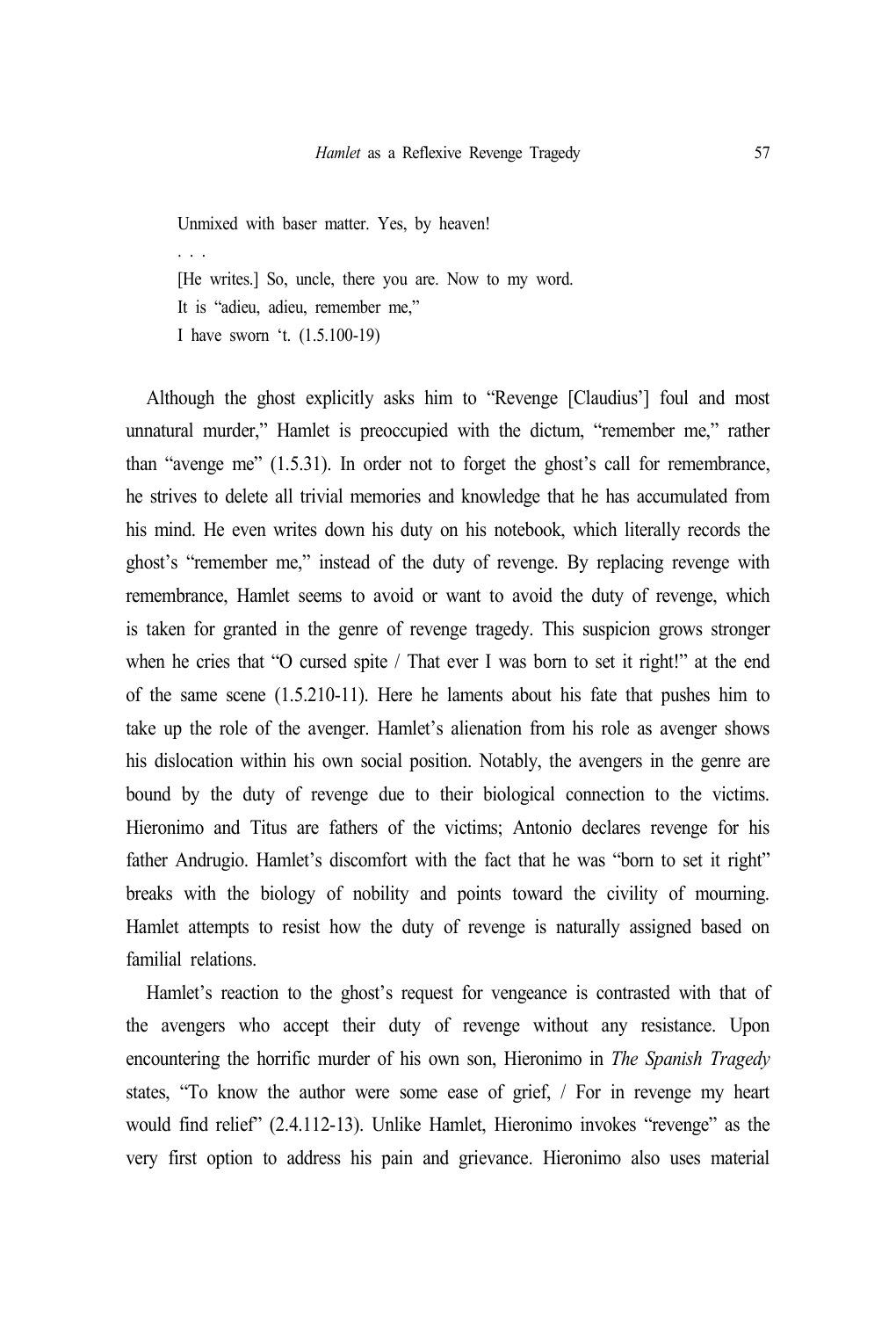> Unmixed with baser matter. Yes, by heaven!
> . . .
> [He writes.] So, uncle, there you are. Now to my word.
> It is "adieu, adieu, remember me,"
> I have sworn 't. (1.5.100-19)

Although the ghost explicitly asks him to "Revenge [Claudius'] foul and most unnatural murder," Hamlet is preoccupied with the dictum, "remember me," rather than "avenge me" (1.5.31). In order not to forget the ghost's call for remembrance, he strives to delete all trivial memories and knowledge that he has accumulated from his mind. He even writes down his duty on his notebook, which literally records the ghost's "remember me," instead of the duty of revenge. By replacing revenge with remembrance, Hamlet seems to avoid or want to avoid the duty of revenge, which is taken for granted in the genre of revenge tragedy. This suspicion grows stronger when he cries that "O cursed spite / That ever I was born to set it right!" at the end of the same scene (1.5.210-11). Here he laments about his fate that pushes him to take up the role of the avenger. Hamlet's alienation from his role as avenger shows his dislocation within his own social position. Notably, the avengers in the genre are bound by the duty of revenge due to their biological connection to the victims. Hieronimo and Titus are fathers of the victims; Antonio declares revenge for his father Andrugio. Hamlet's discomfort with the fact that he was "born to set it right" breaks with the biology of nobility and points toward the civility of mourning. Hamlet attempts to resist how the duty of revenge is naturally assigned based on familial relations.

Hamlet's reaction to the ghost's request for vengeance is contrasted with that of the avengers who accept their duty of revenge without any resistance. Upon encountering the horrific murder of his own son, Hieronimo in *The Spanish Tragedy* states, "To know the author were some ease of grief, / For in revenge my heart would find relief" (2.4.112-13). Unlike Hamlet, Hieronimo invokes "revenge" as the very first option to address his pain and grievance. Hieronimo also uses material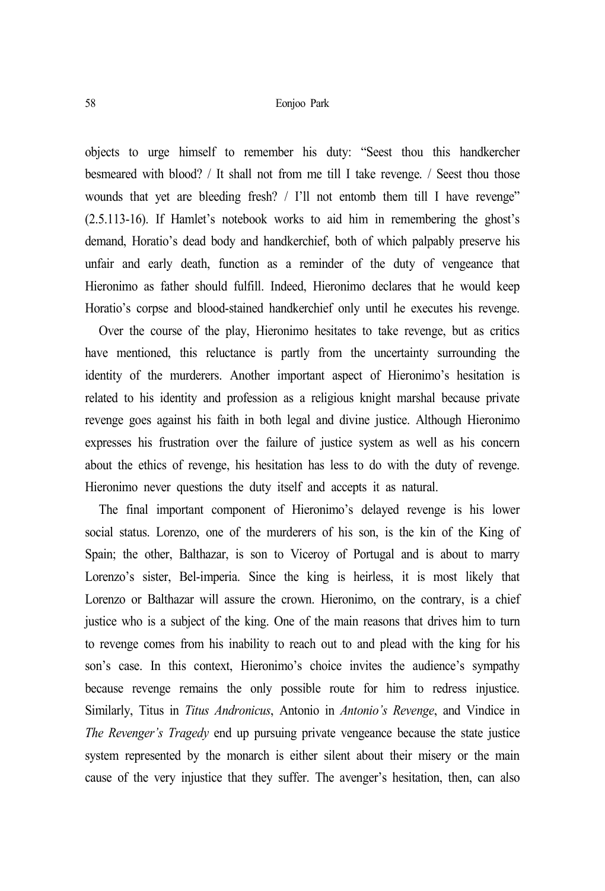objects to urge himself to remember his duty: "Seest thou this handkercher besmeared with blood? / It shall not from me till I take revenge. / Seest thou those wounds that yet are bleeding fresh? / I'll not entomb them till I have revenge" (2.5.113-16). If Hamlet's notebook works to aid him in remembering the ghost's demand, Horatio's dead body and handkerchief, both of which palpably preserve his unfair and early death, function as a reminder of the duty of vengeance that Hieronimo as father should fulfill. Indeed, Hieronimo declares that he would keep Horatio's corpse and blood-stained handkerchief only until he executes his revenge.

Over the course of the play, Hieronimo hesitates to take revenge, but as critics have mentioned, this reluctance is partly from the uncertainty surrounding the identity of the murderers. Another important aspect of Hieronimo's hesitation is related to his identity and profession as a religious knight marshal because private revenge goes against his faith in both legal and divine justice. Although Hieronimo expresses his frustration over the failure of justice system as well as his concern about the ethics of revenge, his hesitation has less to do with the duty of revenge. Hieronimo never questions the duty itself and accepts it as natural.

The final important component of Hieronimo's delayed revenge is his lower social status. Lorenzo, one of the murderers of his son, is the kin of the King of Spain; the other, Balthazar, is son to Viceroy of Portugal and is about to marry Lorenzo's sister, Bel-imperia. Since the king is heirless, it is most likely that Lorenzo or Balthazar will assure the crown. Hieronimo, on the contrary, is a chief justice who is a subject of the king. One of the main reasons that drives him to turn to revenge comes from his inability to reach out to and plead with the king for his son's case. In this context, Hieronimo's choice invites the audience's sympathy because revenge remains the only possible route for him to redress injustice. Similarly, Titus in *Titus Andronicus*, Antonio in *Antonio's Revenge*, and Vindice in *The Revenger's Tragedy* end up pursuing private vengeance because the state justice system represented by the monarch is either silent about their misery or the main cause of the very injustice that they suffer. The avenger's hesitation, then, can also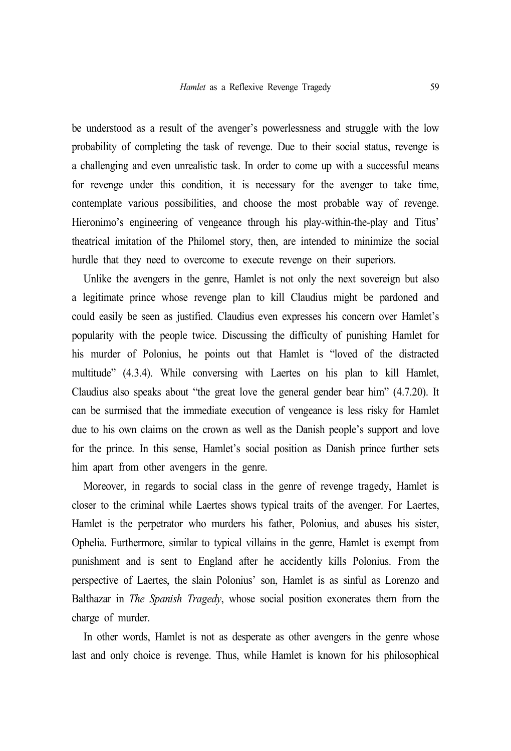be understood as a result of the avenger's powerlessness and struggle with the low probability of completing the task of revenge. Due to their social status, revenge is a challenging and even unrealistic task. In order to come up with a successful means for revenge under this condition, it is necessary for the avenger to take time, contemplate various possibilities, and choose the most probable way of revenge. Hieronimo's engineering of vengeance through his play-within-the-play and Titus' theatrical imitation of the Philomel story, then, are intended to minimize the social hurdle that they need to overcome to execute revenge on their superiors.

Unlike the avengers in the genre, Hamlet is not only the next sovereign but also a legitimate prince whose revenge plan to kill Claudius might be pardoned and could easily be seen as justified. Claudius even expresses his concern over Hamlet's popularity with the people twice. Discussing the difficulty of punishing Hamlet for his murder of Polonius, he points out that Hamlet is "loved of the distracted multitude" (4.3.4). While conversing with Laertes on his plan to kill Hamlet, Claudius also speaks about "the great love the general gender bear him" (4.7.20). It can be surmised that the immediate execution of vengeance is less risky for Hamlet due to his own claims on the crown as well as the Danish people's support and love for the prince. In this sense, Hamlet's social position as Danish prince further sets him apart from other avengers in the genre.

Moreover, in regards to social class in the genre of revenge tragedy, Hamlet is closer to the criminal while Laertes shows typical traits of the avenger. For Laertes, Hamlet is the perpetrator who murders his father, Polonius, and abuses his sister, Ophelia. Furthermore, similar to typical villains in the genre, Hamlet is exempt from punishment and is sent to England after he accidently kills Polonius. From the perspective of Laertes, the slain Polonius' son, Hamlet is as sinful as Lorenzo and Balthazar in *The Spanish Tragedy*, whose social position exonerates them from the charge of murder.

In other words, Hamlet is not as desperate as other avengers in the genre whose last and only choice is revenge. Thus, while Hamlet is known for his philosophical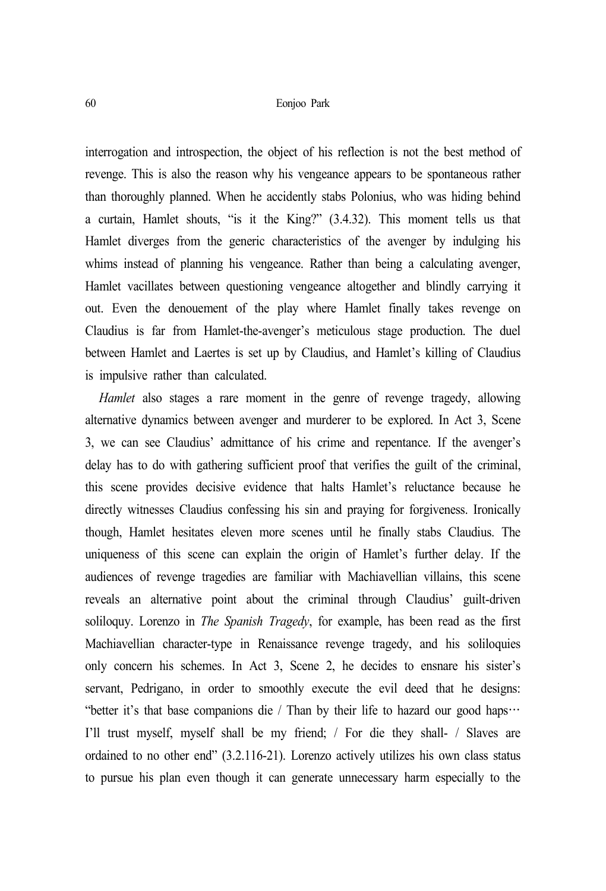interrogation and introspection, the object of his reflection is not the best method of revenge. This is also the reason why his vengeance appears to be spontaneous rather than thoroughly planned. When he accidently stabs Polonius, who was hiding behind a curtain, Hamlet shouts, "is it the King?" (3.4.32). This moment tells us that Hamlet diverges from the generic characteristics of the avenger by indulging his whims instead of planning his vengeance. Rather than being a calculating avenger, Hamlet vacillates between questioning vengeance altogether and blindly carrying it out. Even the denouement of the play where Hamlet finally takes revenge on Claudius is far from Hamlet-the-avenger's meticulous stage production. The duel between Hamlet and Laertes is set up by Claudius, and Hamlet's killing of Claudius is impulsive rather than calculated.

*Hamlet* also stages a rare moment in the genre of revenge tragedy, allowing alternative dynamics between avenger and murderer to be explored. In Act 3, Scene 3, we can see Claudius' admittance of his crime and repentance. If the avenger's delay has to do with gathering sufficient proof that verifies the guilt of the criminal, this scene provides decisive evidence that halts Hamlet's reluctance because he directly witnesses Claudius confessing his sin and praying for forgiveness. Ironically though, Hamlet hesitates eleven more scenes until he finally stabs Claudius. The uniqueness of this scene can explain the origin of Hamlet's further delay. If the audiences of revenge tragedies are familiar with Machiavellian villains, this scene reveals an alternative point about the criminal through Claudius' guilt-driven soliloquy. Lorenzo in *The Spanish Tragedy*, for example, has been read as the first Machiavellian character-type in Renaissance revenge tragedy, and his soliloquies only concern his schemes. In Act 3, Scene 2, he decides to ensnare his sister's servant, Pedrigano, in order to smoothly execute the evil deed that he designs: "better it's that base companions die / Than by their life to hazard our good haps… I'll trust myself, myself shall be my friend; / For die they shall- / Slaves are ordained to no other end" (3.2.116-21). Lorenzo actively utilizes his own class status to pursue his plan even though it can generate unnecessary harm especially to the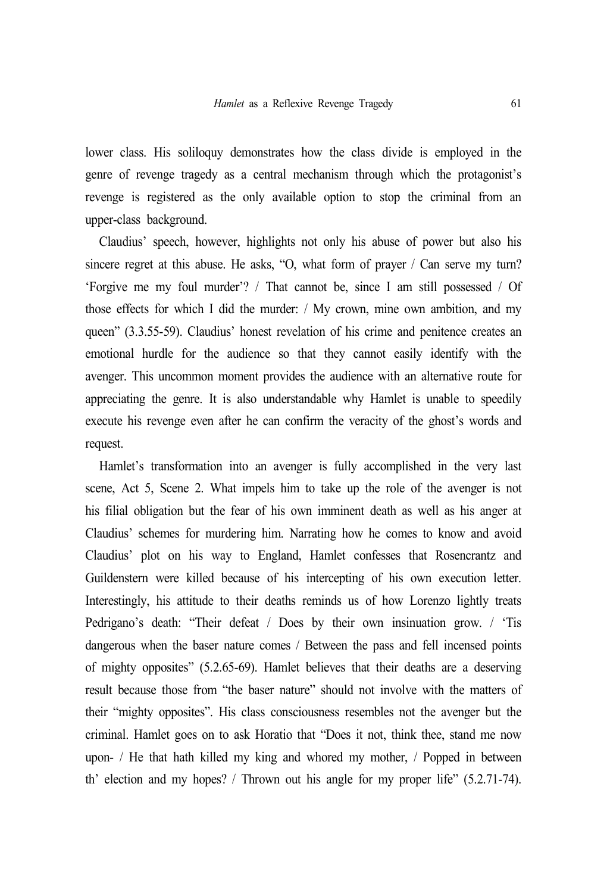lower class. His soliloquy demonstrates how the class divide is employed in the genre of revenge tragedy as a central mechanism through which the protagonist's revenge is registered as the only available option to stop the criminal from an upper-class background.

Claudius' speech, however, highlights not only his abuse of power but also his sincere regret at this abuse. He asks, "O, what form of prayer / Can serve my turn? 'Forgive me my foul murder'? / That cannot be, since I am still possessed / Of those effects for which I did the murder: / My crown, mine own ambition, and my queen" (3.3.55-59). Claudius' honest revelation of his crime and penitence creates an emotional hurdle for the audience so that they cannot easily identify with the avenger. This uncommon moment provides the audience with an alternative route for appreciating the genre. It is also understandable why Hamlet is unable to speedily execute his revenge even after he can confirm the veracity of the ghost's words and request.

Hamlet's transformation into an avenger is fully accomplished in the very last scene, Act 5, Scene 2. What impels him to take up the role of the avenger is not his filial obligation but the fear of his own imminent death as well as his anger at Claudius' schemes for murdering him. Narrating how he comes to know and avoid Claudius' plot on his way to England, Hamlet confesses that Rosencrantz and Guildenstern were killed because of his intercepting of his own execution letter. Interestingly, his attitude to their deaths reminds us of how Lorenzo lightly treats Pedrigano's death: "Their defeat / Does by their own insinuation grow. / 'Tis dangerous when the baser nature comes / Between the pass and fell incensed points of mighty opposites" (5.2.65-69). Hamlet believes that their deaths are a deserving result because those from "the baser nature" should not involve with the matters of their "mighty opposites". His class consciousness resembles not the avenger but the criminal. Hamlet goes on to ask Horatio that "Does it not, think thee, stand me now upon- / He that hath killed my king and whored my mother, / Popped in between th' election and my hopes? / Thrown out his angle for my proper life" (5.2.71-74).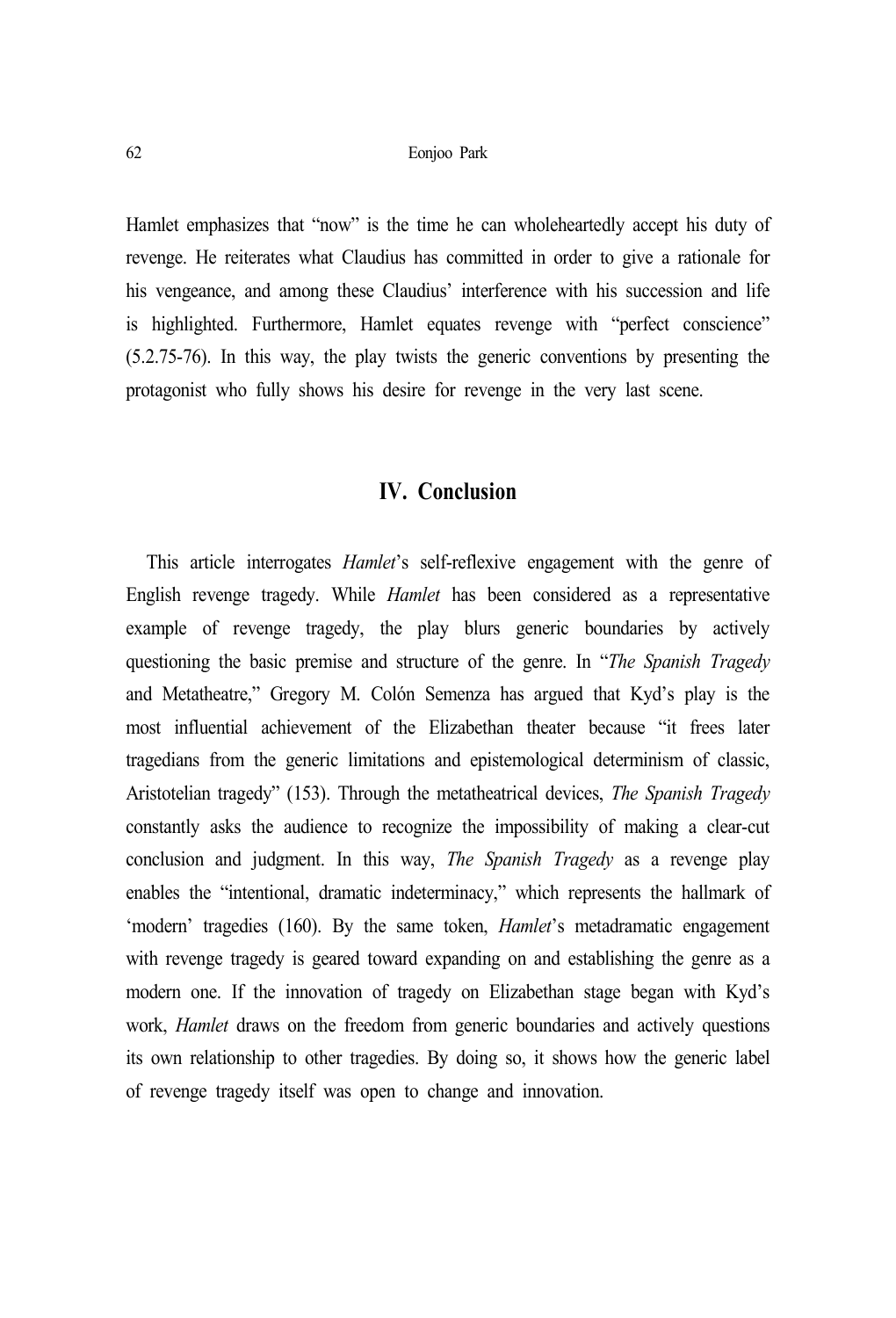Hamlet emphasizes that "now" is the time he can wholeheartedly accept his duty of revenge. He reiterates what Claudius has committed in order to give a rationale for his vengeance, and among these Claudius' interference with his succession and life is highlighted. Furthermore, Hamlet equates revenge with "perfect conscience" (5.2.75-76). In this way, the play twists the generic conventions by presenting the protagonist who fully shows his desire for revenge in the very last scene.

## IV. Conclusion

This article interrogates *Hamlet*'s self-reflexive engagement with the genre of English revenge tragedy. While *Hamlet* has been considered as a representative example of revenge tragedy, the play blurs generic boundaries by actively questioning the basic premise and structure of the genre. In "*The Spanish Tragedy* and Metatheatre," Gregory M. Colón Semenza has argued that Kyd's play is the most influential achievement of the Elizabethan theater because "it frees later tragedians from the generic limitations and epistemological determinism of classic, Aristotelian tragedy" (153). Through the metatheatrical devices, *The Spanish Tragedy* constantly asks the audience to recognize the impossibility of making a clear-cut conclusion and judgment. In this way, *The Spanish Tragedy* as a revenge play enables the "intentional, dramatic indeterminacy," which represents the hallmark of 'modern' tragedies (160). By the same token, *Hamlet*'s metadramatic engagement with revenge tragedy is geared toward expanding on and establishing the genre as a modern one. If the innovation of tragedy on Elizabethan stage began with Kyd's work, *Hamlet* draws on the freedom from generic boundaries and actively questions its own relationship to other tragedies. By doing so, it shows how the generic label of revenge tragedy itself was open to change and innovation.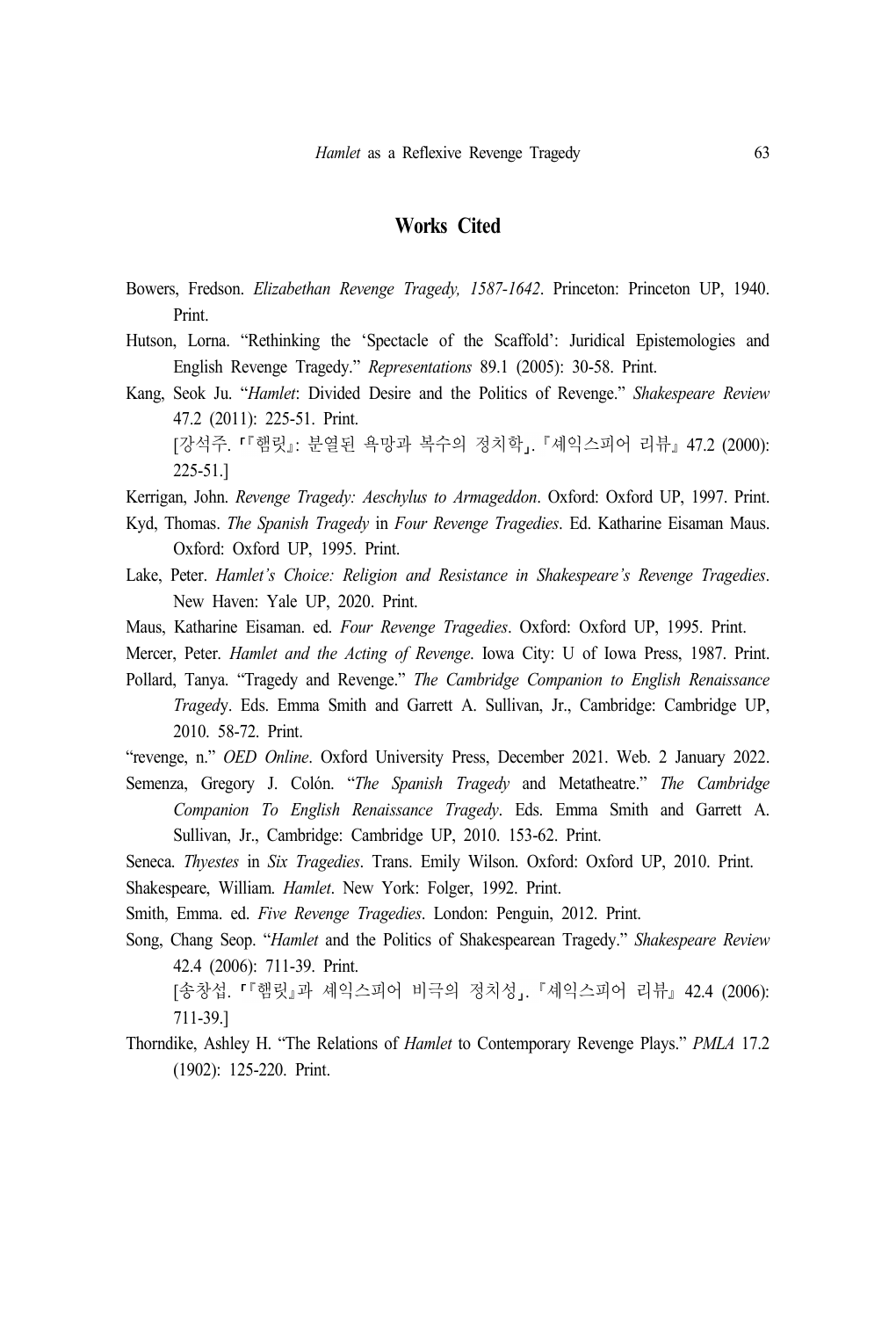## Works Cited

Bowers, Fredson. *Elizabethan Revenge Tragedy, 1587-1642*. Princeton: Princeton UP, 1940. Print.

Hutson, Lorna. "Rethinking the 'Spectacle of the Scaffold': Juridical Epistemologies and English Revenge Tragedy." *Representations* 89.1 (2005): 30-58. Print.

Kang, Seok Ju. "*Hamlet*: Divided Desire and the Politics of Revenge." *Shakespeare Review* 47.2 (2011): 225-51. Print.
[강석주. 「『햄릿』: 분열된 욕망과 복수의 정치학」. 『셰익스피어 리뷰』 47.2 (2000): 225-51.]

Kerrigan, John. *Revenge Tragedy: Aeschylus to Armageddon*. Oxford: Oxford UP, 1997. Print.

Kyd, Thomas. *The Spanish Tragedy* in *Four Revenge Tragedies*. Ed. Katharine Eisaman Maus. Oxford: Oxford UP, 1995. Print.

Lake, Peter. *Hamlet's Choice: Religion and Resistance in Shakespeare's Revenge Tragedies*. New Haven: Yale UP, 2020. Print.

Maus, Katharine Eisaman. ed. *Four Revenge Tragedies*. Oxford: Oxford UP, 1995. Print.

Mercer, Peter. *Hamlet and the Acting of Revenge*. Iowa City: U of Iowa Press, 1987. Print.

Pollard, Tanya. "Tragedy and Revenge." *The Cambridge Companion to English Renaissance Tragedy*. Eds. Emma Smith and Garrett A. Sullivan, Jr., Cambridge: Cambridge UP, 2010. 58-72. Print.

"revenge, n." *OED Online*. Oxford University Press, December 2021. Web. 2 January 2022.

Semenza, Gregory J. Colón. "*The Spanish Tragedy* and Metatheatre." *The Cambridge Companion To English Renaissance Tragedy*. Eds. Emma Smith and Garrett A. Sullivan, Jr., Cambridge: Cambridge UP, 2010. 153-62. Print.

Seneca. *Thyestes* in *Six Tragedies*. Trans. Emily Wilson. Oxford: Oxford UP, 2010. Print.

Shakespeare, William. *Hamlet*. New York: Folger, 1992. Print.

Smith, Emma. ed. *Five Revenge Tragedies*. London: Penguin, 2012. Print.

Song, Chang Seop. "*Hamlet* and the Politics of Shakespearean Tragedy." *Shakespeare Review* 42.4 (2006): 711-39. Print.
[송창섭. 「『햄릿』과 셰익스피어 비극의 정치성」. 『셰익스피어 리뷰』 42.4 (2006): 711-39.]

Thorndike, Ashley H. "The Relations of *Hamlet* to Contemporary Revenge Plays." *PMLA* 17.2 (1902): 125-220. Print.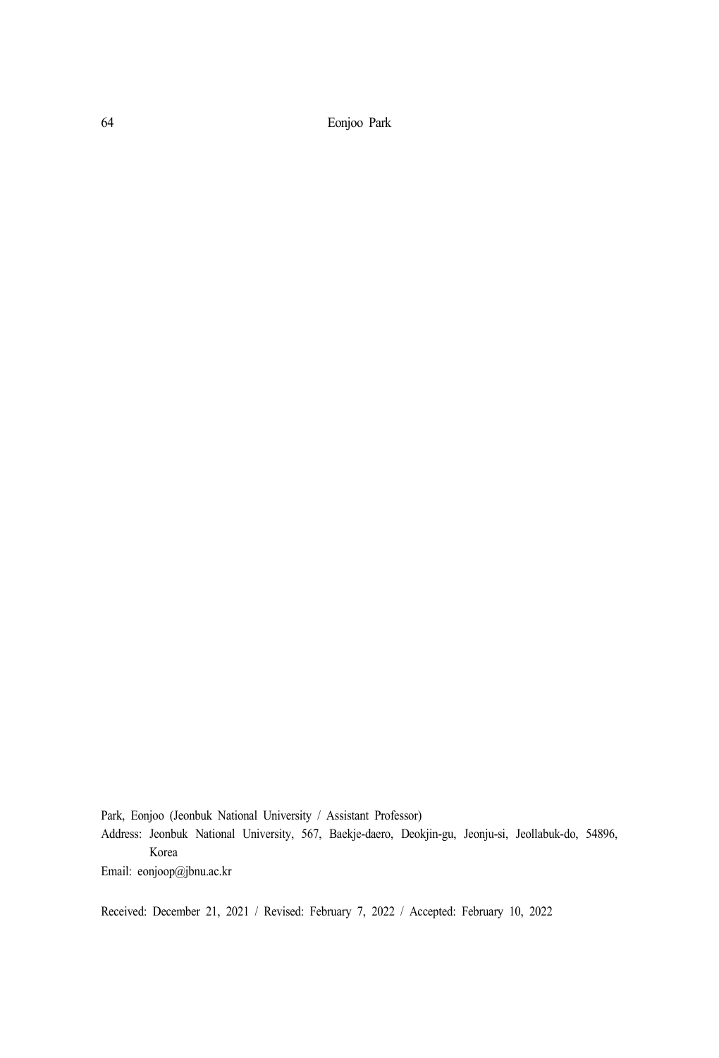Park, Eonjoo (Jeonbuk National University / Assistant Professor)

Address: Jeonbuk National University, 567, Baekje-daero, Deokjin-gu, Jeonju-si, Jeollabuk-do, 54896, Korea

Email: eonjoop@jbnu.ac.kr

Received: December 21, 2021 / Revised: February 7, 2022 / Accepted: February 10, 2022